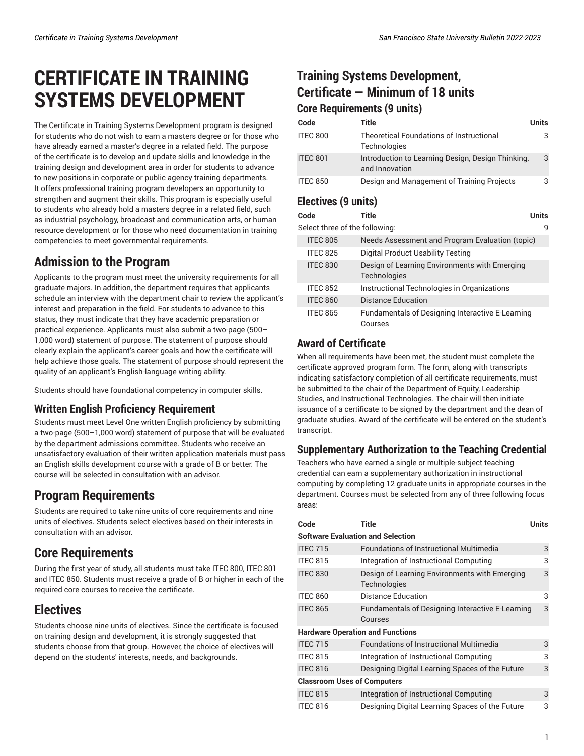# CERTIFICATE IN TRAINING SYSTEMS DEVELOPMENT

The Certificate in Training Systems Development program is designed for students who do not wish to earn a masters degree or for those who have already earned a master's degree in a related field. The purpose of the certificate is to develop and update skills and knowledge in the training design and development area in order for students to advance to new positions in corporate or public agency training departments. It offers professional training program developers an opportunity to strengthen and augment their skills. This program is especially useful to students who already hold a masters degree in a related field, such as industrial psychology, broadcast and communication arts, or human resource development or for those who need documentation in training competencies to meet governmental requirements.

## Admission to the Program

Applicants to the program must meet the university requirements for all graduate majors. In addition, the department requires that applicants schedule an interview with the department chair to review the applicant's interest and preparation in the field. For students to advance to this status, they must indicate that they have academic preparation or practical experience. Applicants must also submit a two-page (500–1,000 word) statement of purpose. The statement of purpose should clearly explain the applicant's career goals and how the certificate will help achieve those goals. The statement of purpose should represent the quality of an applicant's English-language writing ability.

Students should have foundational competency in computer skills.

### Written English Proficiency Requirement

Students must meet Level One written English proficiency by submitting a two-page (500–1,000 word) statement of purpose that will be evaluated by the department admissions committee. Students who receive an unsatisfactory evaluation of their written application materials must pass an English skills development course with a grade of B or better. The course will be selected in consultation with an advisor.

## Program Requirements

Students are required to take nine units of core requirements and nine units of electives. Students select electives based on their interests in consultation with an advisor.

## Core Requirements

During the first year of study, all students must take ITEC 800, ITEC 801 and ITEC 850. Students must receive a grade of B or higher in each of the required core courses to receive the certificate.

## Electives

Students choose nine units of electives. Since the certificate is focused on training design and development, it is strongly suggested that students choose from that group. However, the choice of electives will depend on the students' interests, needs, and backgrounds.

## Training Systems Development, Certificate — Minimum of 18 units

### Core Requirements (9 units)

| Code | Title | Units |
|---|---|---|
| ITEC 800 | Theoretical Foundations of Instructional Technologies | 3 |
| ITEC 801 | Introduction to Learning Design, Design Thinking, and Innovation | 3 |
| ITEC 850 | Design and Management of Training Projects | 3 |

### Electives (9 units)

| Code | Title | Units |
|---|---|---|
| Select three of the following: | | 9 |
| ITEC 805 | Needs Assessment and Program Evaluation (topic) | |
| ITEC 825 | Digital Product Usability Testing | |
| ITEC 830 | Design of Learning Environments with Emerging Technologies | |
| ITEC 852 | Instructional Technologies in Organizations | |
| ITEC 860 | Distance Education | |
| ITEC 865 | Fundamentals of Designing Interactive E-Learning Courses | |

### Award of Certificate

When all requirements have been met, the student must complete the certificate approved program form. The form, along with transcripts indicating satisfactory completion of all certificate requirements, must be submitted to the chair of the Department of Equity, Leadership Studies, and Instructional Technologies. The chair will then initiate issuance of a certificate to be signed by the department and the dean of graduate studies. Award of the certificate will be entered on the student's transcript.

### Supplementary Authorization to the Teaching Credential

Teachers who have earned a single or multiple-subject teaching credential can earn a supplementary authorization in instructional computing by completing 12 graduate units in appropriate courses in the department. Courses must be selected from any of three following focus areas:

| Code | Title | Units |
|---|---|---|
| **Software Evaluation and Selection** | | |
| ITEC 715 | Foundations of Instructional Multimedia | 3 |
| ITEC 815 | Integration of Instructional Computing | 3 |
| ITEC 830 | Design of Learning Environments with Emerging Technologies | 3 |
| ITEC 860 | Distance Education | 3 |
| ITEC 865 | Fundamentals of Designing Interactive E-Learning Courses | 3 |
| **Hardware Operation and Functions** | | |
| ITEC 715 | Foundations of Instructional Multimedia | 3 |
| ITEC 815 | Integration of Instructional Computing | 3 |
| ITEC 816 | Designing Digital Learning Spaces of the Future | 3 |
| **Classroom Uses of Computers** | | |
| ITEC 815 | Integration of Instructional Computing | 3 |
| ITEC 816 | Designing Digital Learning Spaces of the Future | 3 |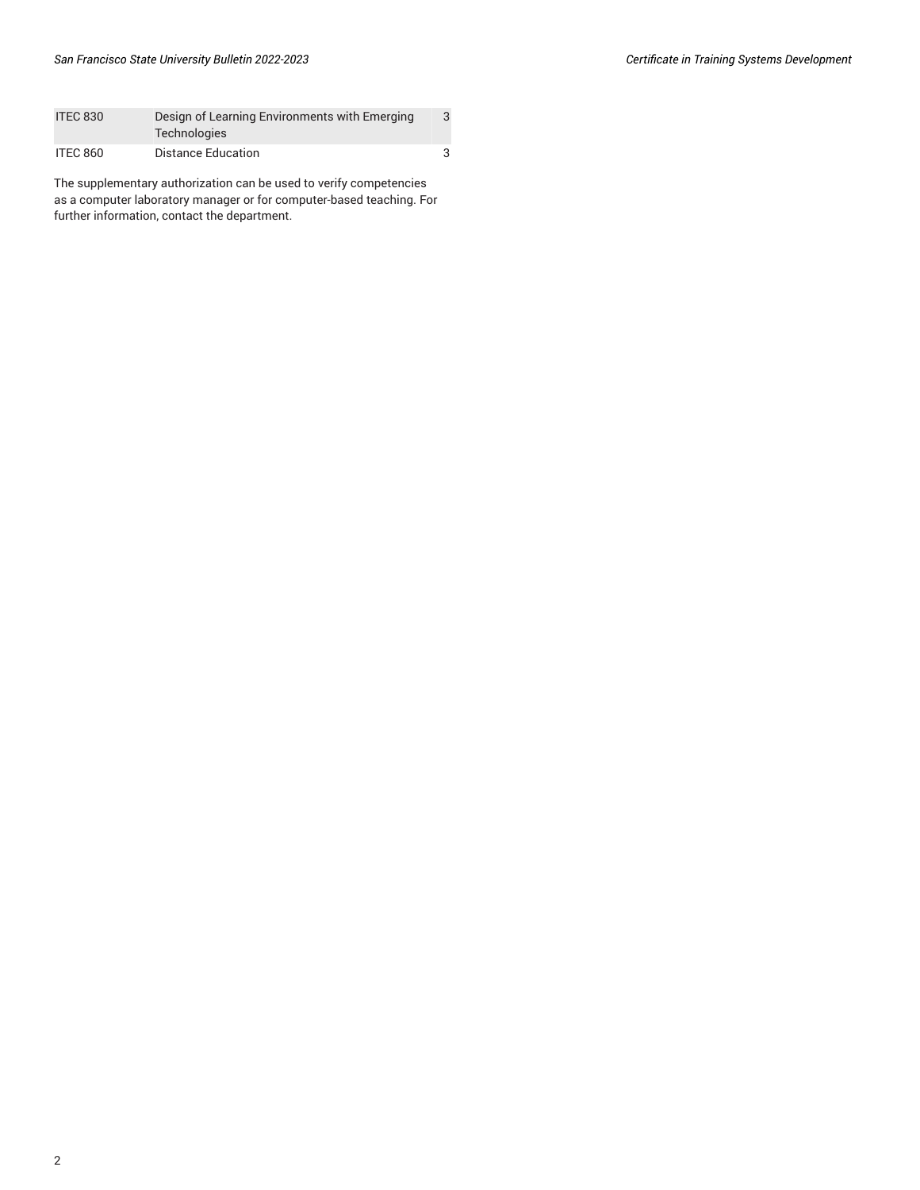| | | |
|---|---|---|
| ITEC 830 | Design of Learning Environments with Emerging Technologies | 3 |
| ITEC 860 | Distance Education | 3 |

The supplementary authorization can be used to verify competencies as a computer laboratory manager or for computer-based teaching. For further information, contact the department.